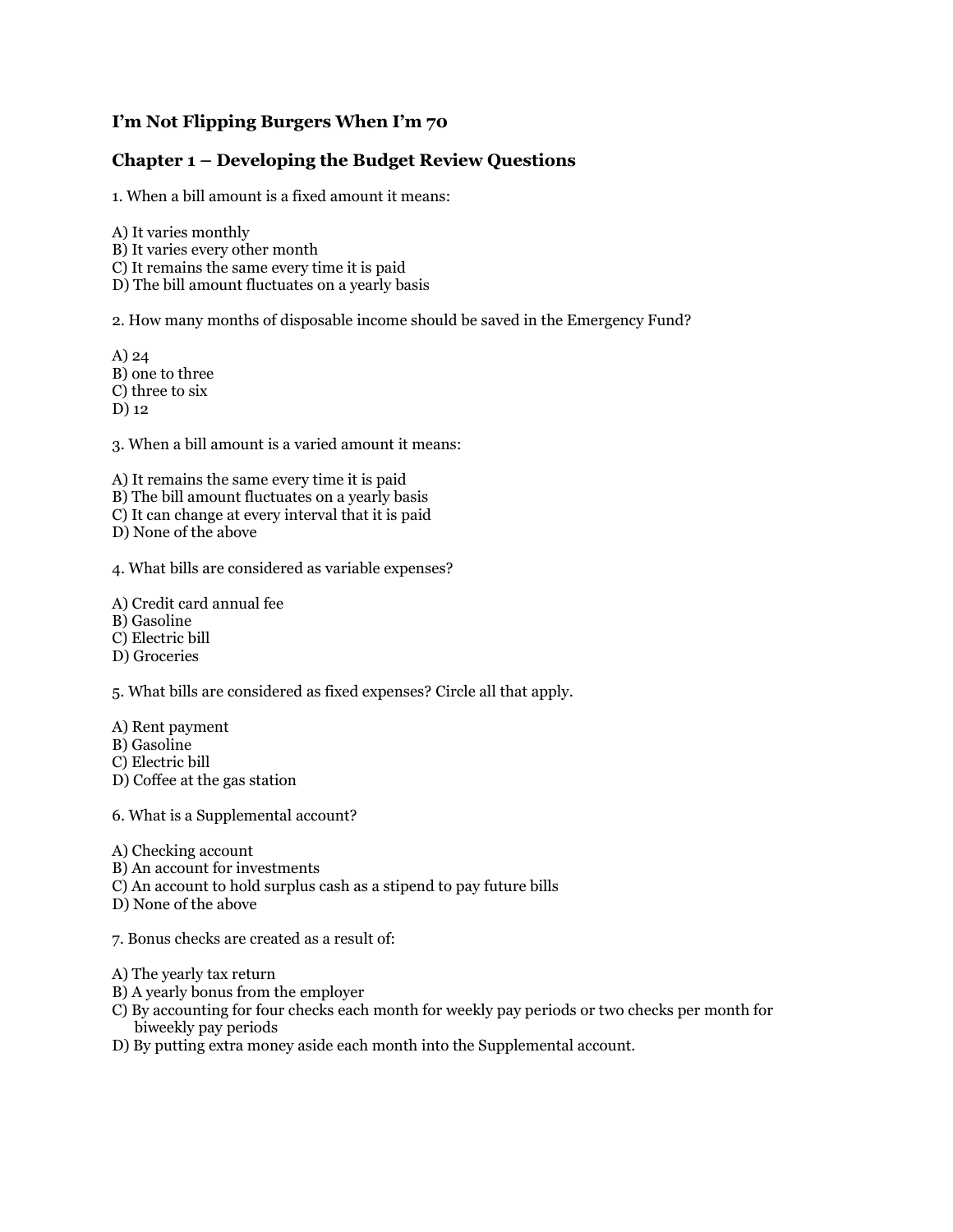**I'm Not Flipping Burgers When I'm 70**

**Chapter 1 – Developing the Budget Review Questions**

1. When a bill amount is a fixed amount it means:

A) It varies monthly
B) It varies every other month
C) It remains the same every time it is paid
D) The bill amount fluctuates on a yearly basis

2. How many months of disposable income should be saved in the Emergency Fund?

A) 24
B) one to three
C) three to six
D) 12

3. When a bill amount is a varied amount it means:

A) It remains the same every time it is paid
B) The bill amount fluctuates on a yearly basis
C) It can change at every interval that it is paid
D) None of the above

4. What bills are considered as variable expenses?

A) Credit card annual fee
B) Gasoline
C) Electric bill
D) Groceries

5. What bills are considered as fixed expenses? Circle all that apply.

A) Rent payment
B) Gasoline
C) Electric bill
D) Coffee at the gas station

6. What is a Supplemental account?

A) Checking account
B) An account for investments
C) An account to hold surplus cash as a stipend to pay future bills
D) None of the above

7. Bonus checks are created as a result of:

A) The yearly tax return
B) A yearly bonus from the employer
C) By accounting for four checks each month for weekly pay periods or two checks per month for biweekly pay periods
D) By putting extra money aside each month into the Supplemental account.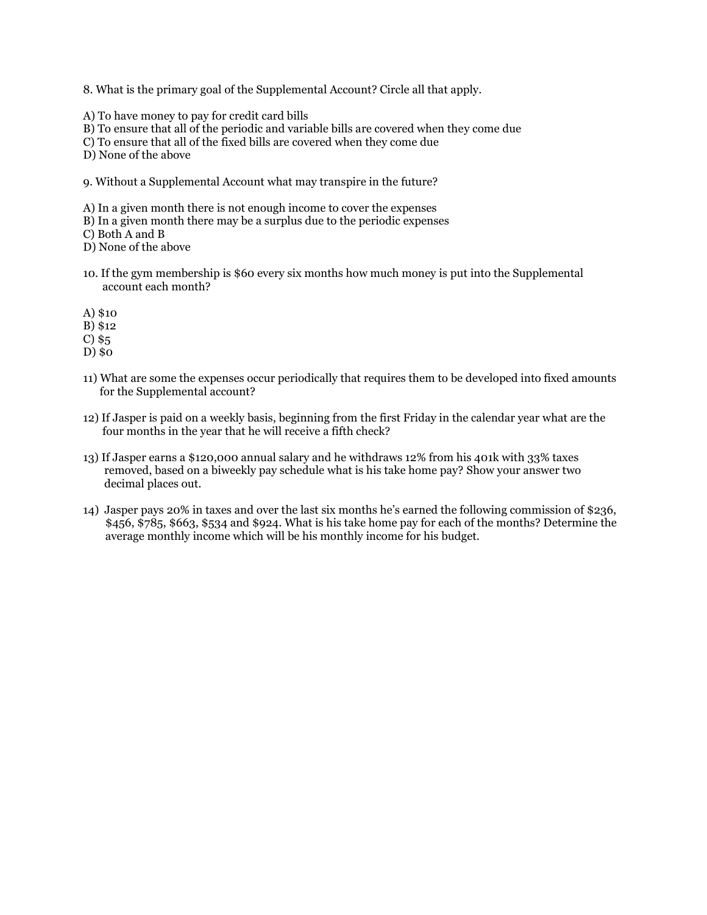8. What is the primary goal of the Supplemental Account? Circle all that apply.

A) To have money to pay for credit card bills
B) To ensure that all of the periodic and variable bills are covered when they come due
C) To ensure that all of the fixed bills are covered when they come due
D) None of the above

9. Without a Supplemental Account what may transpire in the future?

A) In a given month there is not enough income to cover the expenses
B) In a given month there may be a surplus due to the periodic expenses
C) Both A and B
D) None of the above

10. If the gym membership is $60 every six months how much money is put into the Supplemental account each month?

A) $10
B) $12
C) $5
D) $0

11) What are some the expenses occur periodically that requires them to be developed into fixed amounts for the Supplemental account?

12) If Jasper is paid on a weekly basis, beginning from the first Friday in the calendar year what are the four months in the year that he will receive a fifth check?

13) If Jasper earns a $120,000 annual salary and he withdraws 12% from his 401k with 33% taxes removed, based on a biweekly pay schedule what is his take home pay? Show your answer two decimal places out.

14) Jasper pays 20% in taxes and over the last six months he's earned the following commission of $236, $456, $785, $663, $534 and $924. What is his take home pay for each of the months? Determine the average monthly income which will be his monthly income for his budget.